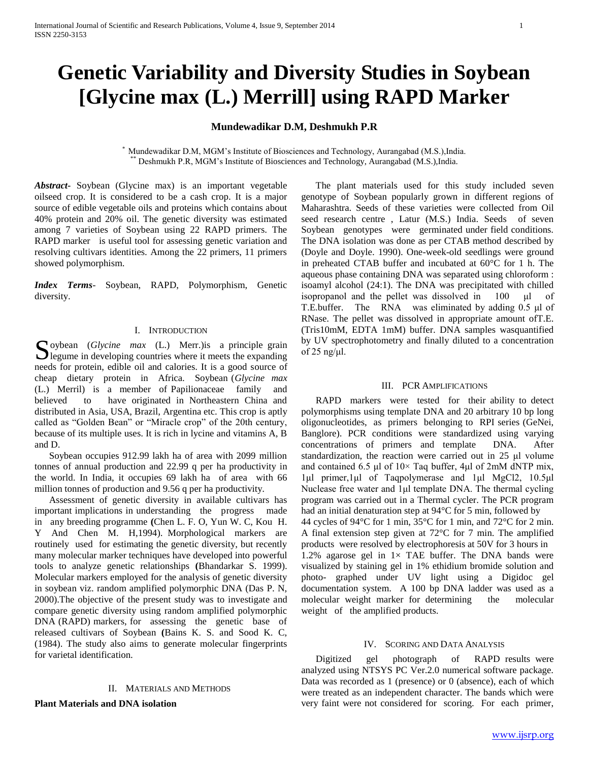# Genetic Variability and Diversity Studies in Soybean [Glycine max (L.) Merrill] using RAPD Marker

**Mundewadikar D.M, Deshmukh P.R**

[*] Mundewadikar D.M, MGM's Institute of Biosciences and Technology, Aurangabad (M.S.),India.
[**] Deshmukh P.R, MGM's Institute of Biosciences and Technology, Aurangabad (M.S.),India.

***Abstract-*** Soybean (Glycine max) is an important vegetable oilseed crop. It is considered to be a cash crop. It is a major source of edible vegetable oils and proteins which contains about 40% protein and 20% oil. The genetic diversity was estimated among 7 varieties of Soybean using 22 RAPD primers. The RAPD marker is useful tool for assessing genetic variation and resolving cultivars identities. Among the 22 primers, 11 primers showed polymorphism.

***Index Terms*-** Soybean, RAPD, Polymorphism, Genetic diversity.

## I. Introduction

Soybean (*Glycine max* (L.) Merr.)is a principle grain legume in developing countries where it meets the expanding needs for protein, edible oil and calories. It is a good source of cheap dietary protein in Africa. Soybean (*Glycine max* (L.) Merril) is a member of Papilionaceae family and believed to have originated in Northeastern China and distributed in Asia, USA, Brazil, Argentina etc. This crop is aptly called as "Golden Bean" or "Miracle crop" of the 20th century, because of its multiple uses. It is rich in lycine and vitamins A, B and D.

Soybean occupies 912.99 lakh ha of area with 2099 million tonnes of annual production and 22.99 q per ha productivity in the world. In India, it occupies 69 lakh ha of area with 66 million tonnes of production and 9.56 q per ha productivity.

Assessment of genetic diversity in available cultivars has important implications in understanding the progress made in any breeding programme **(**Chen L. F. O, Yun W. C, Kou H. Y And Chen M. H,1994). Morphological markers are routinely used for estimating the genetic diversity, but recently many molecular marker techniques have developed into powerful tools to analyze genetic relationships **(**Bhandarkar S. 1999). Molecular markers employed for the analysis of genetic diversity in soybean viz. random amplified polymorphic DNA (Das P. N, 2000).The objective of the present study was to investigate and compare genetic diversity using random amplified polymorphic DNA (RAPD) markers, for assessing the genetic base of released cultivars of Soybean **(**Bains K. S. and Sood K. C, (1984). The study also aims to generate molecular fingerprints for varietal identification.

## II. Materials and Methods

**Plant Materials and DNA isolation**

The plant materials used for this study included seven genotype of Soybean popularly grown in different regions of Maharashtra. Seeds of these varieties were collected from Oil seed research centre , Latur (M.S.) India. Seeds of seven Soybean genotypes were germinated under field conditions. The DNA isolation was done as per CTAB method described by (Doyle and Doyle. 1990). One-week-old seedlings were ground in preheated CTAB buffer and incubated at 60°C for 1 h. The aqueous phase containing DNA was separated using chloroform : isoamyl alcohol (24:1). The DNA was precipitated with chilled isopropanol and the pellet was dissolved in 100 μl of T.E.buffer. The RNA was eliminated by adding 0.5 μl of RNase. The pellet was dissolved in appropriate amount ofT.E. (Tris10mM, EDTA 1mM) buffer. DNA samples wasquantified by UV spectrophotometry and finally diluted to a concentration of 25 ng/μl.

## III. PCR Amplifications

RAPD markers were tested for their ability to detect polymorphisms using template DNA and 20 arbitrary 10 bp long oligonucleotides, as primers belonging to RPI series (GeNei, Banglore). PCR conditions were standardized using varying concentrations of primers and template DNA. After standardization, the reaction were carried out in 25 μl volume and contained 6.5 μl of 10× Taq buffer, 4μl of 2mM dNTP mix, 1μl primer,1μl of Taqpolymerase and 1μl $MgCl_2$, 10.5μl Nuclease free water and 1μl template DNA. The thermal cycling program was carried out in a Thermal cycler. The PCR program had an initial denaturation step at 94°C for 5 min, followed by 44 cycles of 94°C for 1 min, 35°C for 1 min, and 72°C for 2 min. A final extension step given at 72°C for 7 min. The amplified products were resolved by electrophoresis at 50V for 3 hours in 1.2% agarose gel in 1× TAE buffer. The DNA bands were visualized by staining gel in 1% ethidium bromide solution and photo- graphed under UV light using a Digidoc gel documentation system. A 100 bp DNA ladder was used as a molecular weight marker for determining the molecular weight of the amplified products.

## IV. Scoring and Data Analysis

Digitized gel photograph of RAPD results were analyzed using NTSYS PC Ver.2.0 numerical software package. Data was recorded as 1 (presence) or 0 (absence), each of which were treated as an independent character. The bands which were very faint were not considered for scoring. For each primer,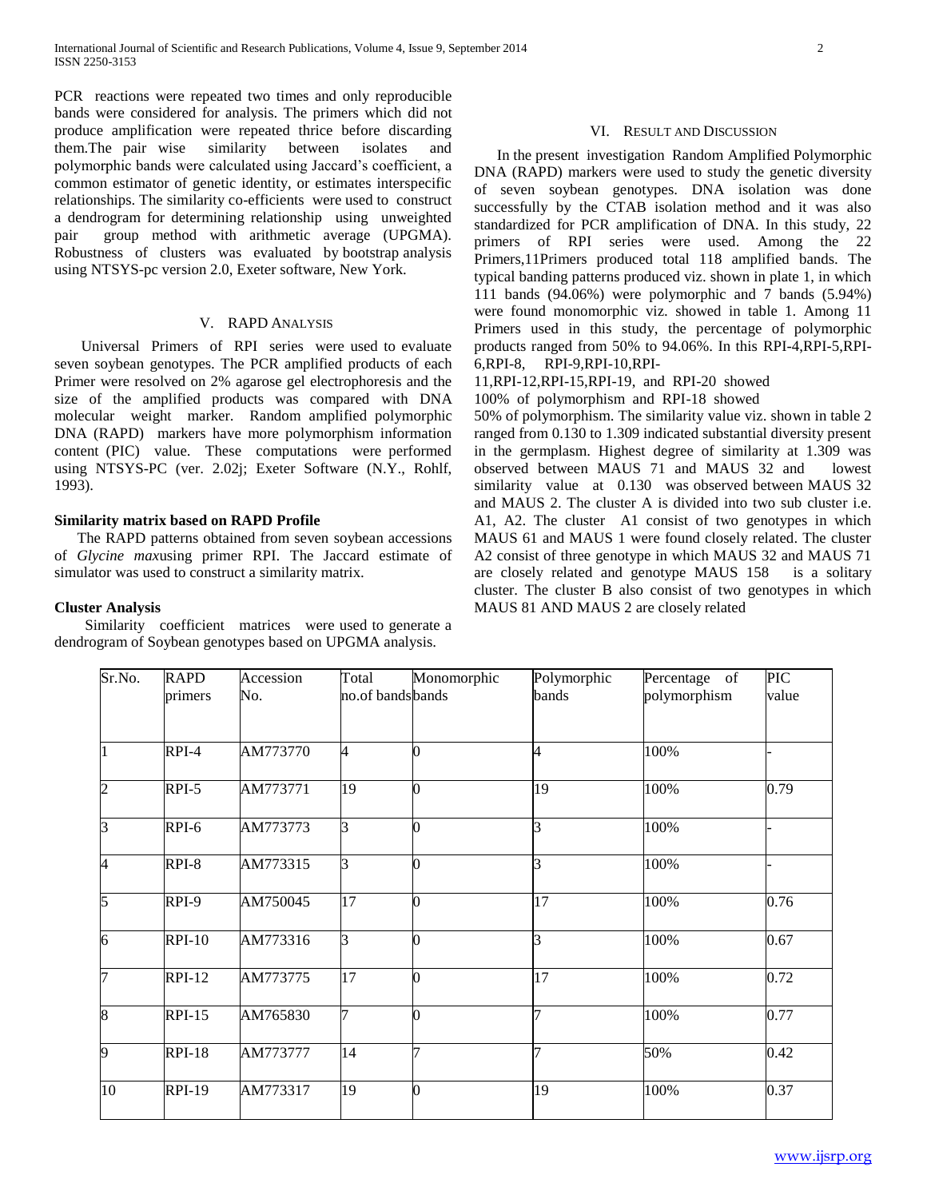PCR reactions were repeated two times and only reproducible bands were considered for analysis. The primers which did not produce amplification were repeated thrice before discarding them.The pair wise similarity between isolates and polymorphic bands were calculated using Jaccard's coefficient, a common estimator of genetic identity, or estimates interspecific relationships. The similarity co-efficients were used to construct a dendrogram for determining relationship using unweighted pair group method with arithmetic average (UPGMA). Robustness of clusters was evaluated by bootstrap analysis using NTSYS-pc version 2.0, Exeter software, New York.

## V. RAPD Analysis

Universal Primers of RPI series were used to evaluate seven soybean genotypes. The PCR amplified products of each Primer were resolved on 2% agarose gel electrophoresis and the size of the amplified products was compared with DNA molecular weight marker. Random amplified polymorphic DNA (RAPD) markers have more polymorphism information content (PIC) value. These computations were performed using NTSYS-PC (ver. 2.02j; Exeter Software (N.Y., Rohlf, 1993).

**Similarity matrix based on RAPD Profile**

The RAPD patterns obtained from seven soybean accessions of *Glycine max*using primer RPI. The Jaccard estimate of simulator was used to construct a similarity matrix.

**Cluster Analysis**

Similarity coefficient matrices were used to generate a dendrogram of Soybean genotypes based on UPGMA analysis.

## VI. Result and Discussion

In the present investigation Random Amplified Polymorphic DNA (RAPD) markers were used to study the genetic diversity of seven soybean genotypes. DNA isolation was done successfully by the CTAB isolation method and it was also standardized for PCR amplification of DNA. In this study, 22 primers of RPI series were used. Among the 22 Primers,11Primers produced total 118 amplified bands. The typical banding patterns produced viz. shown in plate 1, in which 111 bands (94.06%) were polymorphic and 7 bands (5.94%) were found monomorphic viz. showed in table 1. Among 11 Primers used in this study, the percentage of polymorphic products ranged from 50% to 94.06%. In this RPI-4,RPI-5,RPI-6,RPI-8, RPI-9,RPI-10,RPI-11,RPI-12,RPI-15,RPI-19, and RPI-20 showed 100% of polymorphism and RPI-18 showed 50% of polymorphism. The similarity value viz. shown in table 2 ranged from 0.130 to 1.309 indicated substantial diversity present in the germplasm. Highest degree of similarity at 1.309 was observed between MAUS 71 and MAUS 32 and lowest similarity value at 0.130 was observed between MAUS 32 and MAUS 2. The cluster A is divided into two sub cluster i.e. A1, A2. The cluster A1 consist of two genotypes in which MAUS 61 and MAUS 1 were found closely related. The cluster A2 consist of three genotype in which MAUS 32 and MAUS 71 are closely related and genotype MAUS 158 is a solitary cluster. The cluster B also consist of two genotypes in which MAUS 81 AND MAUS 2 are closely related

| Sr.No. | RAPD primers | Accession No. | Total no.of bands | Monomorphic bands | Polymorphic bands | Percentage of polymorphism | PIC value |
|---|---|---|---|---|---|---|---|
| 1 | RPI-4 | AM773770 | 4 | 0 | 4 | 100% | - |
| 2 | RPI-5 | AM773771 | 19 | 0 | 19 | 100% | 0.79 |
| 3 | RPI-6 | AM773773 | 3 | 0 | 3 | 100% | - |
| 4 | RPI-8 | AM773315 | 3 | 0 | 3 | 100% | - |
| 5 | RPI-9 | AM750045 | 17 | 0 | 17 | 100% | 0.76 |
| 6 | RPI-10 | AM773316 | 3 | 0 | 3 | 100% | 0.67 |
| 7 | RPI-12 | AM773775 | 17 | 0 | 17 | 100% | 0.72 |
| 8 | RPI-15 | AM765830 | 7 | 0 | 7 | 100% | 0.77 |
| 9 | RPI-18 | AM773777 | 14 | 7 | 7 | 50% | 0.42 |
| 10 | RPI-19 | AM773317 | 19 | 0 | 19 | 100% | 0.37 |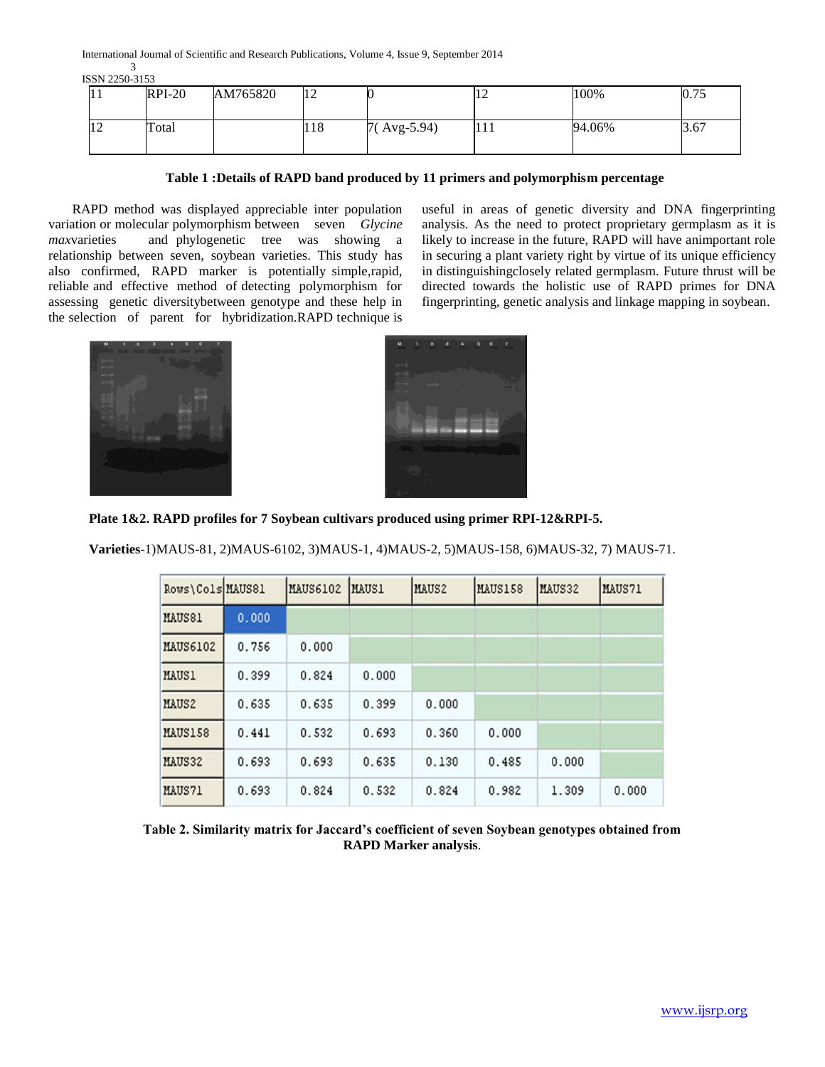| 11 | RPI-20 | AM765820 | 12 | 0 | 12 | 100% | 0.75 |
|---|---|---|---|---|---|---|---|
| 12 | Total | | 118 | 7( Avg-5.94) | 111 | 94.06% | 3.67 |

**Table 1 :Details of RAPD band produced by 11 primers and polymorphism percentage**

RAPD method was displayed appreciable inter population variation or molecular polymorphism between seven *Glycine max*varieties and phylogenetic tree was showing a relationship between seven, soybean varieties. This study has also confirmed, RAPD marker is potentially simple,rapid, reliable and effective method of detecting polymorphism for assessing genetic diversitybetween genotype and these help in the selection of parent for hybridization.RAPD technique is useful in areas of genetic diversity and DNA fingerprinting analysis. As the need to protect proprietary germplasm as it is likely to increase in the future, RAPD will have animportant role in securing a plant variety right by virtue of its unique efficiency in distinguishingclosely related germplasm. Future thrust will be directed towards the holistic use of RAPD primes for DNA fingerprinting, genetic analysis and linkage mapping in soybean.

**Plate 1&2. RAPD profiles for 7 Soybean cultivars produced using primer RPI-12&RPI-5.**

**Varieties**-1)MAUS-81, 2)MAUS-6102, 3)MAUS-1, 4)MAUS-2, 5)MAUS-158, 6)MAUS-32, 7) MAUS-71.

| Rows\Cols | MAUS81 | MAUS6102 | MAUS1 | MAUS2 | MAUS158 | MAUS32 | MAUS71 |
|---|---|---|---|---|---|---|---|
| MAUS81 | 0.000 | | | | | | |
| MAUS6102 | 0.756 | 0.000 | | | | | |
| MAUS1 | 0.399 | 0.824 | 0.000 | | | | |
| MAUS2 | 0.635 | 0.635 | 0.399 | 0.000 | | | |
| MAUS158 | 0.441 | 0.532 | 0.693 | 0.360 | 0.000 | | |
| MAUS32 | 0.693 | 0.693 | 0.635 | 0.130 | 0.485 | 0.000 | |
| MAUS71 | 0.693 | 0.824 | 0.532 | 0.824 | 0.982 | 1.309 | 0.000 |

**Table 2. Similarity matrix for Jaccard's coefficient of seven Soybean genotypes obtained from RAPD Marker analysis**.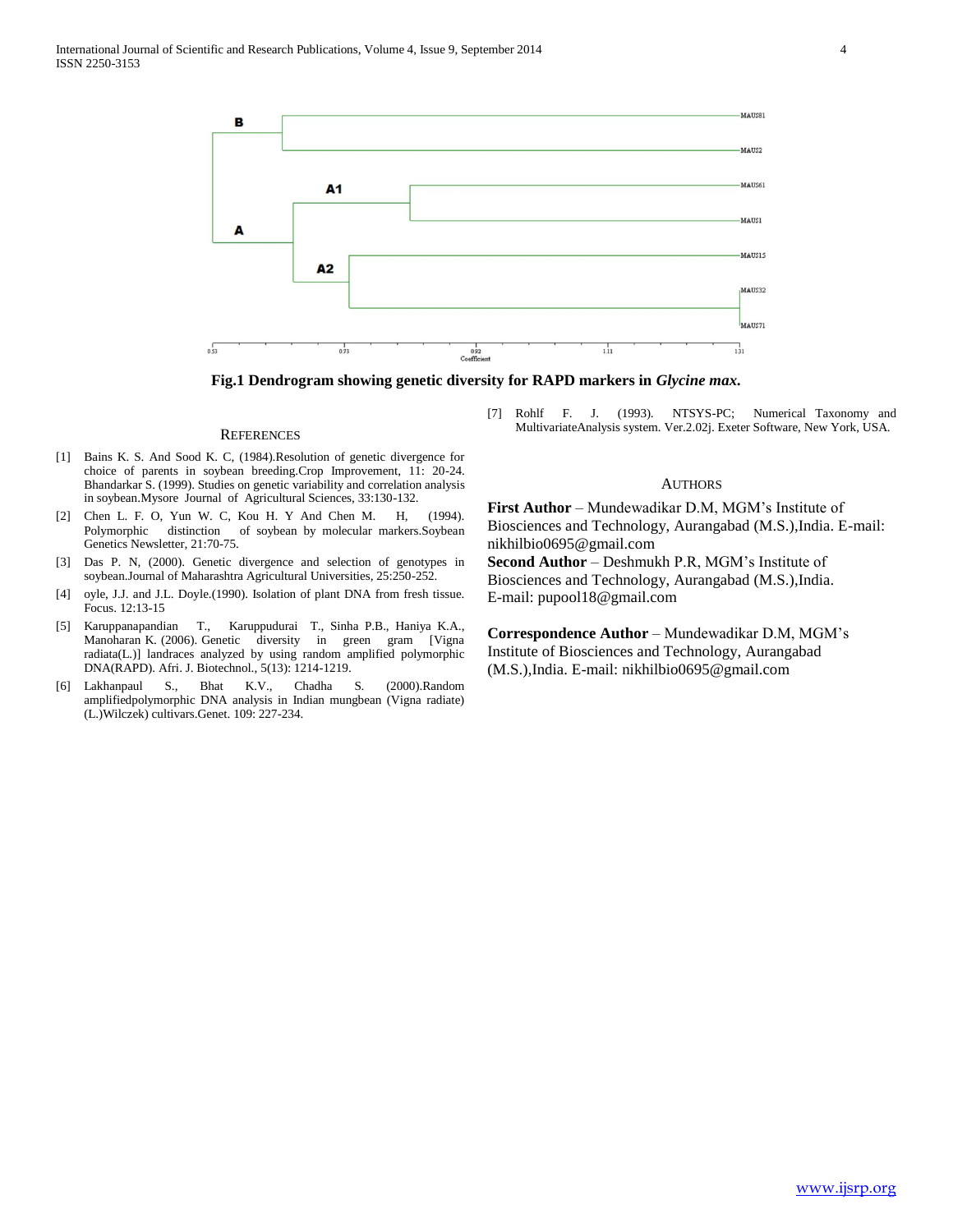B

A1

A

A2

MAUS81

MAUS2

MAUS61

MAUS1

MAUS15

MAUS32

MAUS71

0.53 0.73 0.92 1.11 1.31

Coefficient

**Fig.1 Dendrogram showing genetic diversity for RAPD markers in *Glycine max.***

## REFERENCES

[1] Bains K. S. And Sood K. C, (1984).Resolution of genetic divergence for choice of parents in soybean breeding.Crop Improvement, 11: 20-24. Bhandarkar S. (1999). Studies on genetic variability and correlation analysis in soybean.Mysore Journal of Agricultural Sciences, 33:130-132.

[2] Chen L. F. O, Yun W. C, Kou H. Y And Chen M. H, (1994). Polymorphic distinction of soybean by molecular markers.Soybean Genetics Newsletter, 21:70-75.

[3] Das P. N, (2000). Genetic divergence and selection of genotypes in soybean.Journal of Maharashtra Agricultural Universities, 25:250-252.

[4] oyle, J.J. and J.L. Doyle.(1990). Isolation of plant DNA from fresh tissue. Focus. 12:13-15

[5] Karuppanapandian T., Karuppudurai T., Sinha P.B., Haniya K.A., Manoharan K. (2006). Genetic diversity in green gram [Vigna radiata(L.)] landraces analyzed by using random amplified polymorphic DNA(RAPD). Afri. J. Biotechnol., 5(13): 1214-1219.

[6] Lakhanpaul S., Bhat K.V., Chadha S. (2000).Random amplifiedpolymorphic DNA analysis in Indian mungbean (Vigna radiate) (L.)Wilczek) cultivars.Genet. 109: 227-234.

[7] Rohlf F. J. (1993). NTSYS-PC; Numerical Taxonomy and MultivariateAnalysis system. Ver.2.02j. Exeter Software, New York, USA.

## AUTHORS

**First Author** – Mundewadikar D.M, MGM's Institute of Biosciences and Technology, Aurangabad (M.S.),India. E-mail: nikhilbio0695@gmail.com

**Second Author** – Deshmukh P.R, MGM's Institute of Biosciences and Technology, Aurangabad (M.S.),India. E-mail: pupool18@gmail.com

**Correspondence Author** – Mundewadikar D.M, MGM's Institute of Biosciences and Technology, Aurangabad (M.S.),India. E-mail: nikhilbio0695@gmail.com